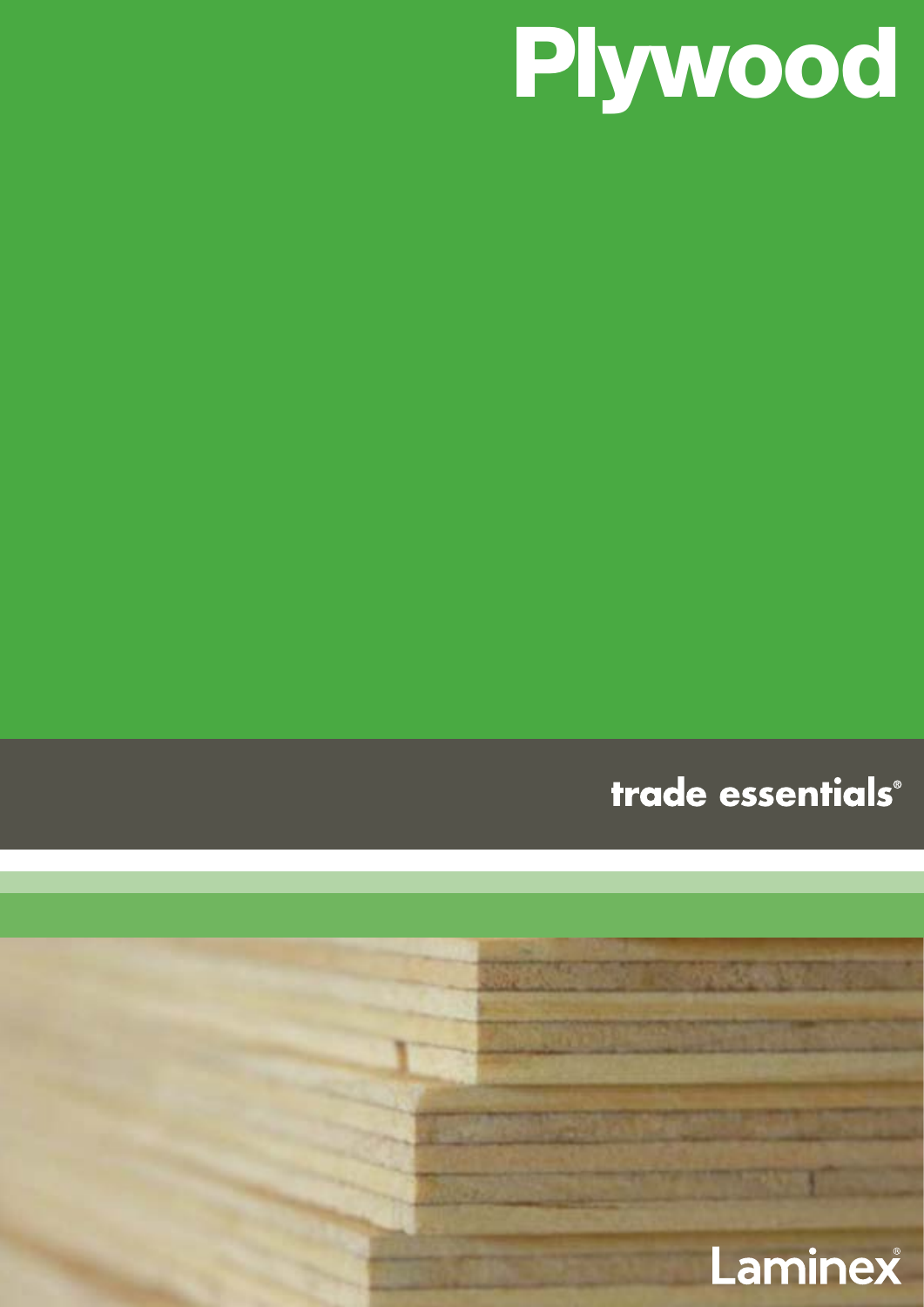# Plywood

trade essentials®

Laminex®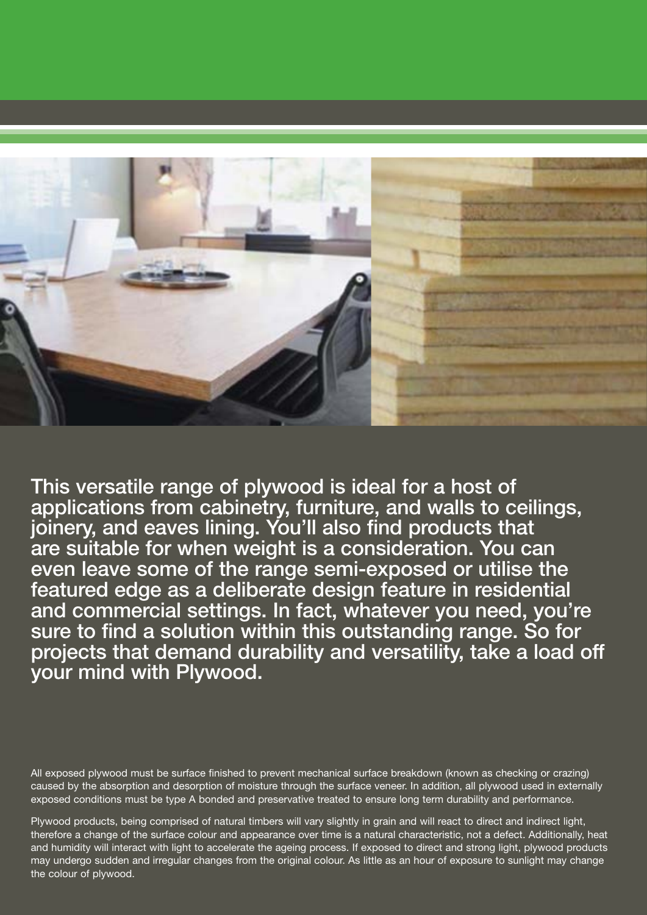**This versatile range of plywood is ideal for a host of applications from cabinetry, furniture, and walls to ceilings, joinery, and eaves lining. You'll also find products that are suitable for when weight is a consideration. You can even leave some of the range semi-exposed or utilise the featured edge as a deliberate design feature in residential and commercial settings. In fact, whatever you need, you're sure to find a solution within this outstanding range. So for projects that demand durability and versatility, take a load off your mind with Plywood.**

All exposed plywood must be surface finished to prevent mechanical surface breakdown (known as checking or crazing) caused by the absorption and desorption of moisture through the surface veneer. In addition, all plywood used in externally exposed conditions must be type A bonded and preservative treated to ensure long term durability and performance.

Plywood products, being comprised of natural timbers will vary slightly in grain and will react to direct and indirect light, therefore a change of the surface colour and appearance over time is a natural characteristic, not a defect. Additionally, heat and humidity will interact with light to accelerate the ageing process. If exposed to direct and strong light, plywood products may undergo sudden and irregular changes from the original colour. As little as an hour of exposure to sunlight may change the colour of plywood.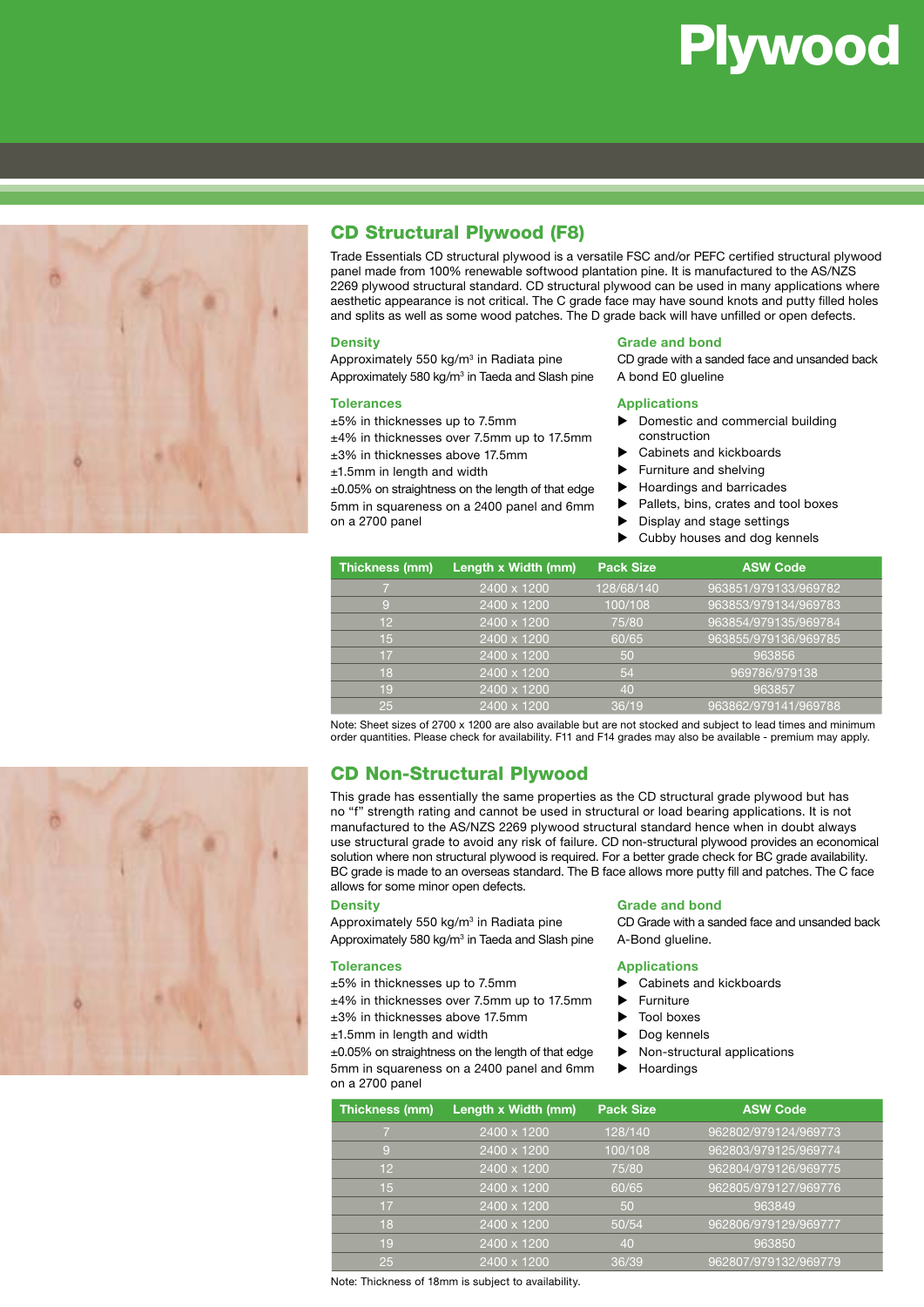# Plywood

## CD Structural Plywood (F8)

Trade Essentials CD structural plywood is a versatile FSC and/or PEFC certified structural plywood panel made from 100% renewable softwood plantation pine. It is manufactured to the AS/NZS 2269 plywood structural standard. CD structural plywood can be used in many applications where aesthetic appearance is not critical. The C grade face may have sound knots and putty filled holes and splits as well as some wood patches. The D grade back will have unfilled or open defects.

### Density

Approximately 550 kg/m³ in Radiata pine
Approximately 580 kg/m³ in Taeda and Slash pine

### Tolerances

±5% in thicknesses up to 7.5mm
±4% in thicknesses over 7.5mm up to 17.5mm
±3% in thicknesses above 17.5mm
±1.5mm in length and width
±0.05% on straightness on the length of that edge
5mm in squareness on a 2400 panel and 6mm on a 2700 panel

### Grade and bond

CD grade with a sanded face and unsanded back
A bond E0 glueline

### Applications

- Domestic and commercial building construction
- Cabinets and kickboards
- Furniture and shelving
- Hoardings and barricades
- Pallets, bins, crates and tool boxes
- Display and stage settings
- Cubby houses and dog kennels

| Thickness (mm) | Length x Width (mm) | Pack Size | ASW Code |
|---|---|---|---|
| 7 | 2400 x 1200 | 128/68/140 | 963851/979133/969782 |
| 9 | 2400 x 1200 | 100/108 | 963853/979134/969783 |
| 12 | 2400 x 1200 | 75/80 | 963854/979135/969784 |
| 15 | 2400 x 1200 | 60/65 | 963855/979136/969785 |
| 17 | 2400 x 1200 | 50 | 963856 |
| 18 | 2400 x 1200 | 54 | 969786/979138 |
| 19 | 2400 x 1200 | 40 | 963857 |
| 25 | 2400 x 1200 | 36/19 | 963862/979141/969788 |

Note: Sheet sizes of 2700 x 1200 are also available but are not stocked and subject to lead times and minimum order quantities. Please check for availability. F11 and F14 grades may also be available - premium may apply.

## CD Non-Structural Plywood

This grade has essentially the same properties as the CD structural grade plywood but has no "f" strength rating and cannot be used in structural or load bearing applications. It is not manufactured to the AS/NZS 2269 plywood structural standard hence when in doubt always use structural grade to avoid any risk of failure. CD non-structural plywood provides an economical solution where non structural plywood is required. For a better grade check for BC grade availability. BC grade is made to an overseas standard. The B face allows more putty fill and patches. The C face allows for some minor open defects.

### Density

Approximately 550 kg/m³ in Radiata pine
Approximately 580 kg/m³ in Taeda and Slash pine

### Tolerances

±5% in thicknesses up to 7.5mm
±4% in thicknesses over 7.5mm up to 17.5mm
±3% in thicknesses above 17.5mm
±1.5mm in length and width
±0.05% on straightness on the length of that edge
5mm in squareness on a 2400 panel and 6mm on a 2700 panel

### Grade and bond

CD Grade with a sanded face and unsanded back
A-Bond glueline.

### Applications

- Cabinets and kickboards
- Furniture
- Tool boxes
- Dog kennels
- Non-structural applications
- Hoardings

| Thickness (mm) | Length x Width (mm) | Pack Size | ASW Code |
|---|---|---|---|
| 7 | 2400 x 1200 | 128/140 | 962802/979124/969773 |
| 9 | 2400 x 1200 | 100/108 | 962803/979125/969774 |
| 12 | 2400 x 1200 | 75/80 | 962804/979126/969775 |
| 15 | 2400 x 1200 | 60/65 | 962805/979127/969776 |
| 17 | 2400 x 1200 | 50 | 963849 |
| 18 | 2400 x 1200 | 50/54 | 962806/979129/969777 |
| 19 | 2400 x 1200 | 40 | 963850 |
| 25 | 2400 x 1200 | 36/39 | 962807/979132/969779 |

Note: Thickness of 18mm is subject to availability.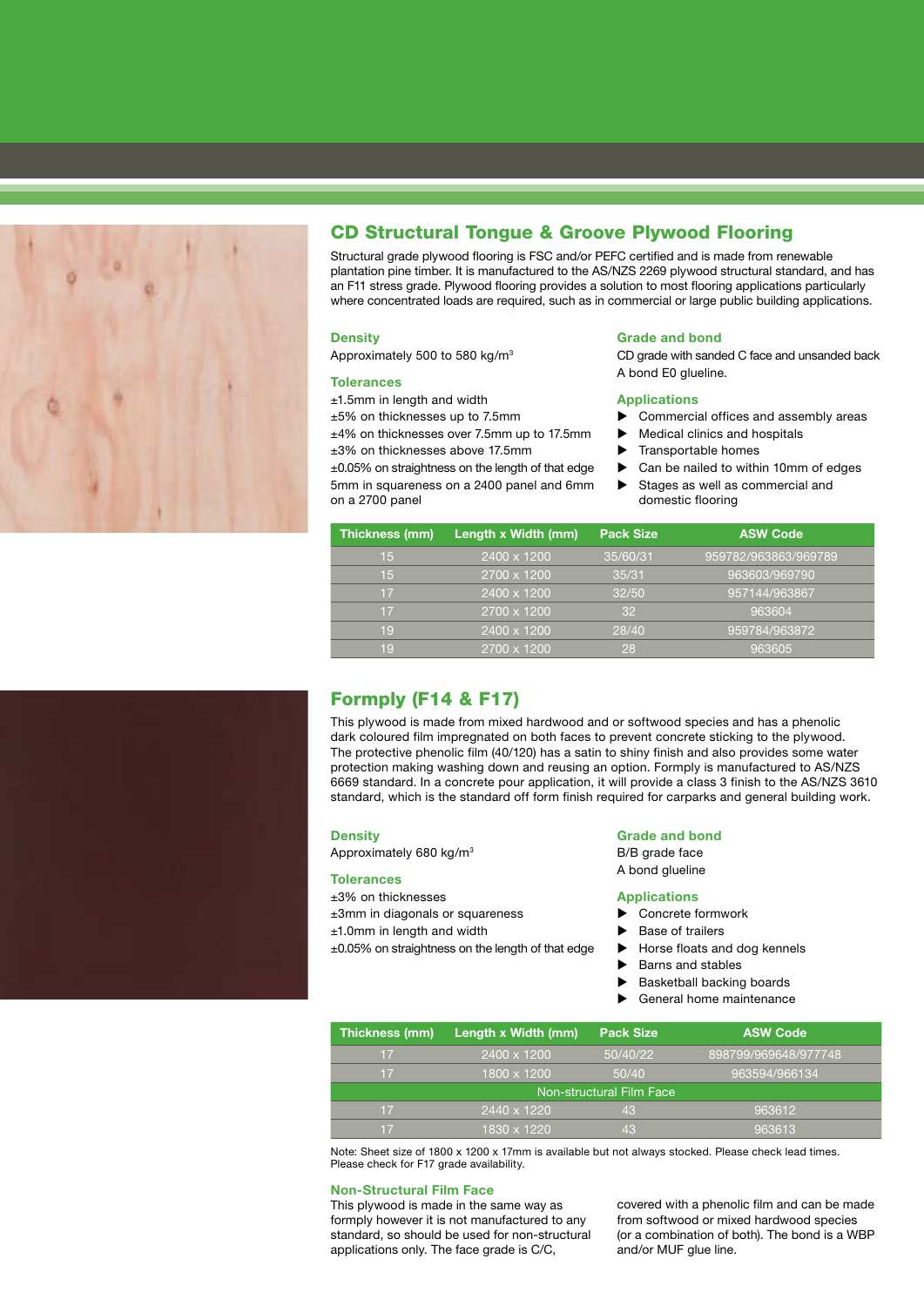## CD Structural Tongue & Groove Plywood Flooring

Structural grade plywood flooring is FSC and/or PEFC certified and is made from renewable plantation pine timber. It is manufactured to the AS/NZS 2269 plywood structural standard, and has an F11 stress grade. Plywood flooring provides a solution to most flooring applications particularly where concentrated loads are required, such as in commercial or large public building applications.

### Density

Approximately 500 to 580 kg/m$^3$

### Tolerances

±1.5mm in length and width
±5% on thicknesses up to 7.5mm
±4% on thicknesses over 7.5mm up to 17.5mm
±3% on thicknesses above 17.5mm
±0.05% on straightness on the length of that edge
5mm in squareness on a 2400 panel and 6mm on a 2700 panel

### Grade and bond

CD grade with sanded C face and unsanded back
A bond E0 glueline.

### Applications

- Commercial offices and assembly areas
- Medical clinics and hospitals
- Transportable homes
- Can be nailed to within 10mm of edges
- Stages as well as commercial and domestic flooring

| Thickness (mm) | Length x Width (mm) | Pack Size | ASW Code |
|---|---|---|---|
| 15 | 2400 x 1200 | 35/60/31 | 959782/963863/969789 |
| 15 | 2700 x 1200 | 35/31 | 963603/969790 |
| 17 | 2400 x 1200 | 32/50 | 957144/963867 |
| 17 | 2700 x 1200 | 32 | 963604 |
| 19 | 2400 x 1200 | 28/40 | 959784/963872 |
| 19 | 2700 x 1200 | 28 | 963605 |

## Formply (F14 & F17)

This plywood is made from mixed hardwood and or softwood species and has a phenolic dark coloured film impregnated on both faces to prevent concrete sticking to the plywood. The protective phenolic film (40/120) has a satin to shiny finish and also provides some water protection making washing down and reusing an option. Formply is manufactured to AS/NZS 6669 standard. In a concrete pour application, it will provide a class 3 finish to the AS/NZS 3610 standard, which is the standard off form finish required for carparks and general building work.

### Density

Approximately 680 kg/m$^3$

### Tolerances

±3% on thicknesses
±3mm in diagonals or squareness
±1.0mm in length and width
±0.05% on straightness on the length of that edge

### Grade and bond

B/B grade face
A bond glueline

### Applications

- Concrete formwork
- Base of trailers
- Horse floats and dog kennels
- Barns and stables
- Basketball backing boards
- General home maintenance

| Thickness (mm) | Length x Width (mm) | Pack Size | ASW Code |
|---|---|---|---|
| 17 | 2400 x 1200 | 50/40/22 | 898799/969648/977748 |
| 17 | 1800 x 1200 | 50/40 | 963594/966134 |
| Non-structural Film Face | | | |
| 17 | 2440 x 1220 | 43 | 963612 |
| 17 | 1830 x 1220 | 43 | 963613 |

Note: Sheet size of 1800 x 1200 x 17mm is available but not always stocked. Please check lead times. Please check for F17 grade availability.

### Non-Structural Film Face

This plywood is made in the same way as formply however it is not manufactured to any standard, so should be used for non-structural applications only. The face grade is C/C, covered with a phenolic film and can be made from softwood or mixed hardwood species (or a combination of both). The bond is a WBP and/or MUF glue line.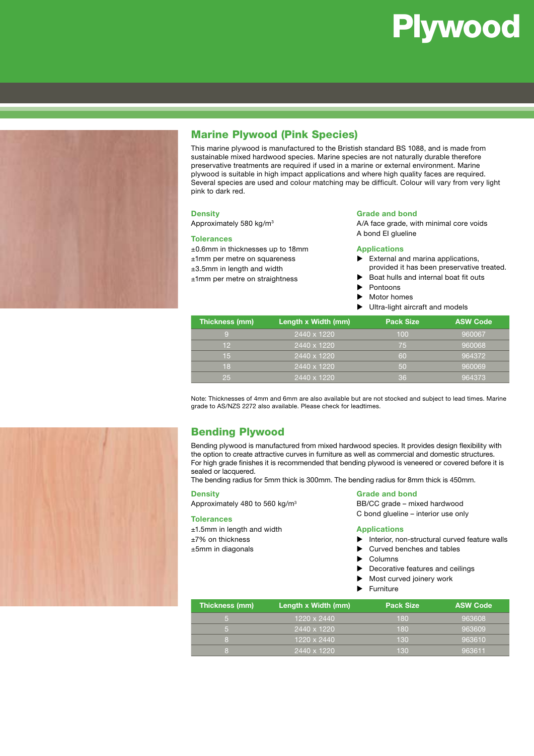# Plywood

## Marine Plywood (Pink Species)

This marine plywood is manufactured to the Bristish standard BS 1088, and is made from sustainable mixed hardwood species. Marine species are not naturally durable therefore preservative treatments are required if used in a marine or external environment. Marine plywood is suitable in high impact applications and where high quality faces are required. Several species are used and colour matching may be difficult. Colour will vary from very light pink to dark red.

### Density

Approximately 580 kg/m³

### Tolerances

±0.6mm in thicknesses up to 18mm
±1mm per metre on squareness
±3.5mm in length and width
±1mm per metre on straightness

### Grade and bond

A/A face grade, with minimal core voids
A bond El glueline

### Applications

- External and marina applications, provided it has been preservative treated.
- Boat hulls and internal boat fit outs
- Pontoons
- Motor homes
- Ultra-light aircraft and models

| Thickness (mm) | Length x Width (mm) | Pack Size | ASW Code |
|---|---|---|---|
| 9 | 2440 x 1220 | 100 | 960067 |
| 12 | 2440 x 1220 | 75 | 960068 |
| 15 | 2440 x 1220 | 60 | 964372 |
| 18 | 2440 x 1220 | 50 | 960069 |
| 25 | 2440 x 1220 | 36 | 964373 |

Note: Thicknesses of 4mm and 6mm are also available but are not stocked and subject to lead times. Marine grade to AS/NZS 2272 also available. Please check for leadtimes.

## Bending Plywood

Bending plywood is manufactured from mixed hardwood species. It provides design flexibility with the option to create attractive curves in furniture as well as commercial and domestic structures. For high grade finishes it is recommended that bending plywood is veneered or covered before it is sealed or lacquered.
The bending radius for 5mm thick is 300mm. The bending radius for 8mm thick is 450mm.

### Density

Approximately 480 to 560 kg/m³

### Tolerances

±1.5mm in length and width
±7% on thickness
±5mm in diagonals

### Grade and bond

BB/CC grade – mixed hardwood
C bond glueline – interior use only

### Applications

- Interior, non-structural curved feature walls
- Curved benches and tables
- Columns
- Decorative features and ceilings
- Most curved joinery work
- Furniture

| Thickness (mm) | Length x Width (mm) | Pack Size | ASW Code |
|---|---|---|---|
| 5 | 1220 x 2440 | 180 | 963608 |
| 5 | 2440 x 1220 | 180 | 963609 |
| 8 | 1220 x 2440 | 130 | 963610 |
| 8 | 2440 x 1220 | 130 | 963611 |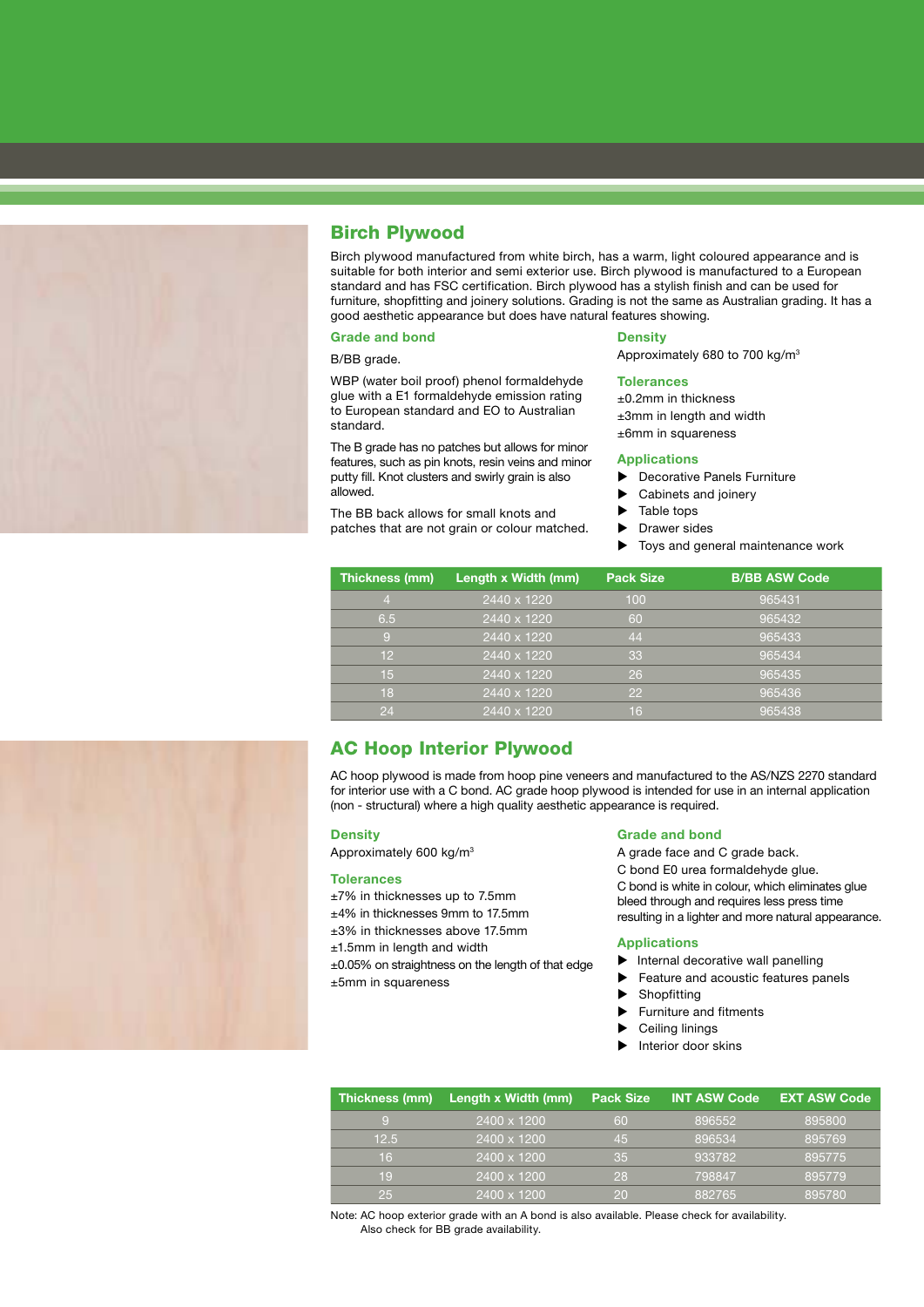## Birch Plywood

Birch plywood manufactured from white birch, has a warm, light coloured appearance and is suitable for both interior and semi exterior use. Birch plywood is manufactured to a European standard and has FSC certification. Birch plywood has a stylish finish and can be used for furniture, shopfitting and joinery solutions. Grading is not the same as Australian grading. It has a good aesthetic appearance but does have natural features showing.

### Grade and bond

B/BB grade.

WBP (water boil proof) phenol formaldehyde glue with a E1 formaldehyde emission rating to European standard and EO to Australian standard.

The B grade has no patches but allows for minor features, such as pin knots, resin veins and minor putty fill. Knot clusters and swirly grain is also allowed.

The BB back allows for small knots and patches that are not grain or colour matched.

### Density

Approximately 680 to 700 kg/m$^3$

### Tolerances

±0.2mm in thickness
±3mm in length and width
±6mm in squareness

### Applications

- Decorative Panels Furniture
- Cabinets and joinery
- Table tops
- Drawer sides
- Toys and general maintenance work

| Thickness (mm) | Length x Width (mm) | Pack Size | B/BB ASW Code |
|---|---|---|---|
| 4 | 2440 x 1220 | 100 | 965431 |
| 6.5 | 2440 x 1220 | 60 | 965432 |
| 9 | 2440 x 1220 | 44 | 965433 |
| 12 | 2440 x 1220 | 33 | 965434 |
| 15 | 2440 x 1220 | 26 | 965435 |
| 18 | 2440 x 1220 | 22 | 965436 |
| 24 | 2440 x 1220 | 16 | 965438 |

## AC Hoop Interior Plywood

AC hoop plywood is made from hoop pine veneers and manufactured to the AS/NZS 2270 standard for interior use with a C bond. AC grade hoop plywood is intended for use in an internal application (non - structural) where a high quality aesthetic appearance is required.

### Density

Approximately 600 kg/m$^3$

### Tolerances

±7% in thicknesses up to 7.5mm
±4% in thicknesses 9mm to 17.5mm
±3% in thicknesses above 17.5mm
±1.5mm in length and width
±0.05% on straightness on the length of that edge
±5mm in squareness

### Grade and bond

A grade face and C grade back.
C bond E0 urea formaldehyde glue.
C bond is white in colour, which eliminates glue bleed through and requires less press time resulting in a lighter and more natural appearance.

### Applications

- Internal decorative wall panelling
- Feature and acoustic features panels
- Shopfitting
- Furniture and fitments
- Ceiling linings
- Interior door skins

| Thickness (mm) | Length x Width (mm) | Pack Size | INT ASW Code | EXT ASW Code |
|---|---|---|---|---|
| 9 | 2400 x 1200 | 60 | 896552 | 895800 |
| 12.5 | 2400 x 1200 | 45 | 896534 | 895769 |
| 16 | 2400 x 1200 | 35 | 933782 | 895775 |
| 19 | 2400 x 1200 | 28 | 798847 | 895779 |
| 25 | 2400 x 1200 | 20 | 882765 | 895780 |

Note: AC hoop exterior grade with an A bond is also available. Please check for availability.
Also check for BB grade availability.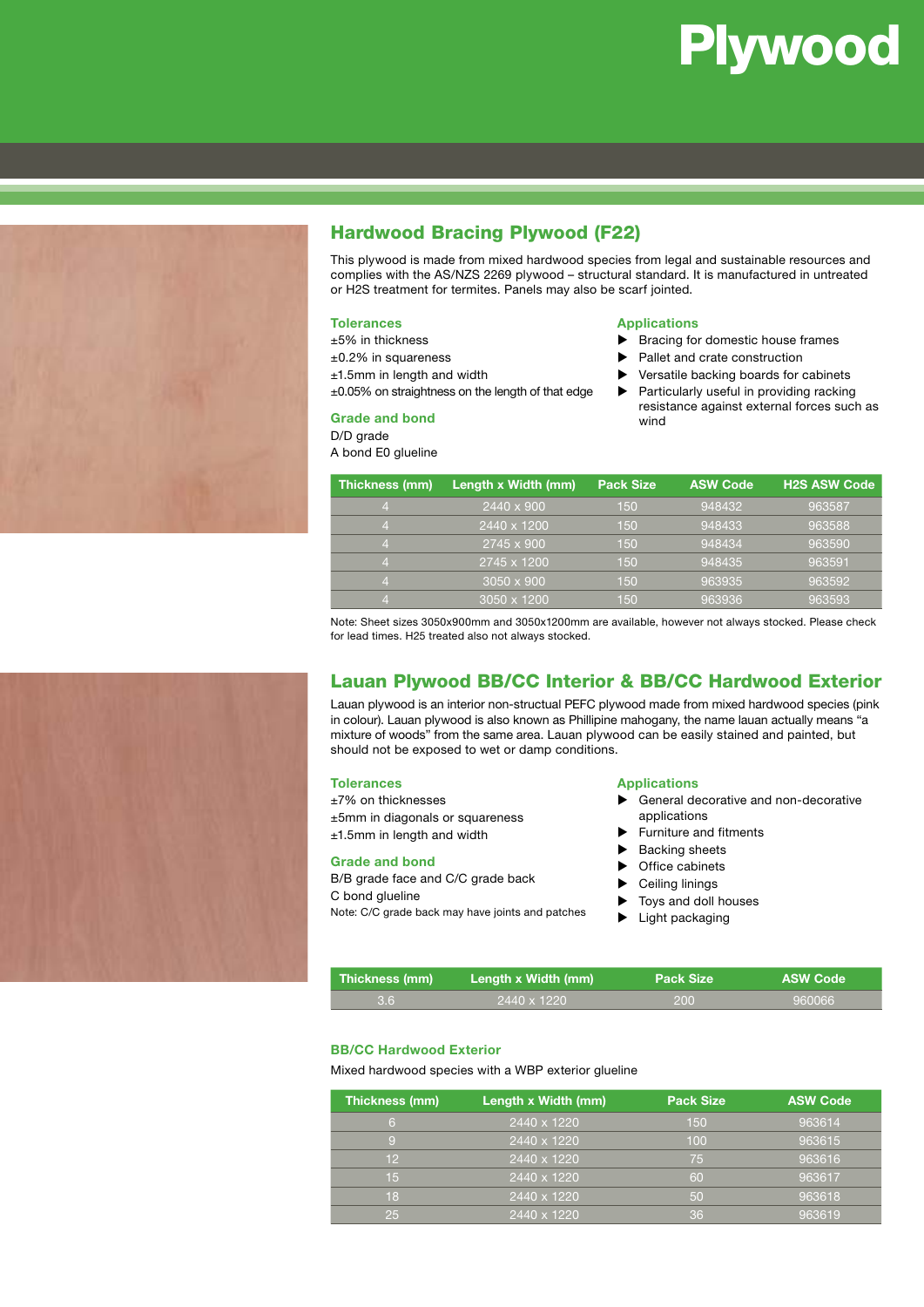# Plywood

## Hardwood Bracing Plywood (F22)

This plywood is made from mixed hardwood species from legal and sustainable resources and complies with the AS/NZS 2269 plywood – structural standard. It is manufactured in untreated or H2S treatment for termites. Panels may also be scarf jointed.

### Tolerances

±5% in thickness

±0.2% in squareness

±1.5mm in length and width

±0.05% on straightness on the length of that edge

### Grade and bond

D/D grade

A bond E0 glueline

### Applications

- Bracing for domestic house frames
- Pallet and crate construction
- Versatile backing boards for cabinets
- Particularly useful in providing racking resistance against external forces such as wind

| Thickness (mm) | Length x Width (mm) | Pack Size | ASW Code | H2S ASW Code |
|---|---|---|---|---|
| 4 | 2440 x 900 | 150 | 948432 | 963587 |
| 4 | 2440 x 1200 | 150 | 948433 | 963588 |
| 4 | 2745 x 900 | 150 | 948434 | 963590 |
| 4 | 2745 x 1200 | 150 | 948435 | 963591 |
| 4 | 3050 x 900 | 150 | 963935 | 963592 |
| 4 | 3050 x 1200 | 150 | 963936 | 963593 |

Note: Sheet sizes 3050x900mm and 3050x1200mm are available, however not always stocked. Please check for lead times. H25 treated also not always stocked.

## Lauan Plywood BB/CC Interior & BB/CC Hardwood Exterior

Lauan plywood is an interior non-structual PEFC plywood made from mixed hardwood species (pink in colour). Lauan plywood is also known as Phillipine mahogany, the name lauan actually means "a mixture of woods" from the same area. Lauan plywood can be easily stained and painted, but should not be exposed to wet or damp conditions.

### Tolerances

±7% on thicknesses

±5mm in diagonals or squareness

±1.5mm in length and width

### Grade and bond

B/B grade face and C/C grade back

C bond glueline

Note: C/C grade back may have joints and patches

### Applications

- General decorative and non-decorative applications
- Furniture and fitments
- Backing sheets
- Office cabinets
- Ceiling linings
- Toys and doll houses
- Light packaging

| Thickness (mm) | Length x Width (mm) | Pack Size | ASW Code |
|---|---|---|---|
| 3.6 | 2440 x 1220 | 200 | 960066 |

### BB/CC Hardwood Exterior

Mixed hardwood species with a WBP exterior glueline

| Thickness (mm) | Length x Width (mm) | Pack Size | ASW Code |
|---|---|---|---|
| 6 | 2440 x 1220 | 150 | 963614 |
| 9 | 2440 x 1220 | 100 | 963615 |
| 12 | 2440 x 1220 | 75 | 963616 |
| 15 | 2440 x 1220 | 60 | 963617 |
| 18 | 2440 x 1220 | 50 | 963618 |
| 25 | 2440 x 1220 | 36 | 963619 |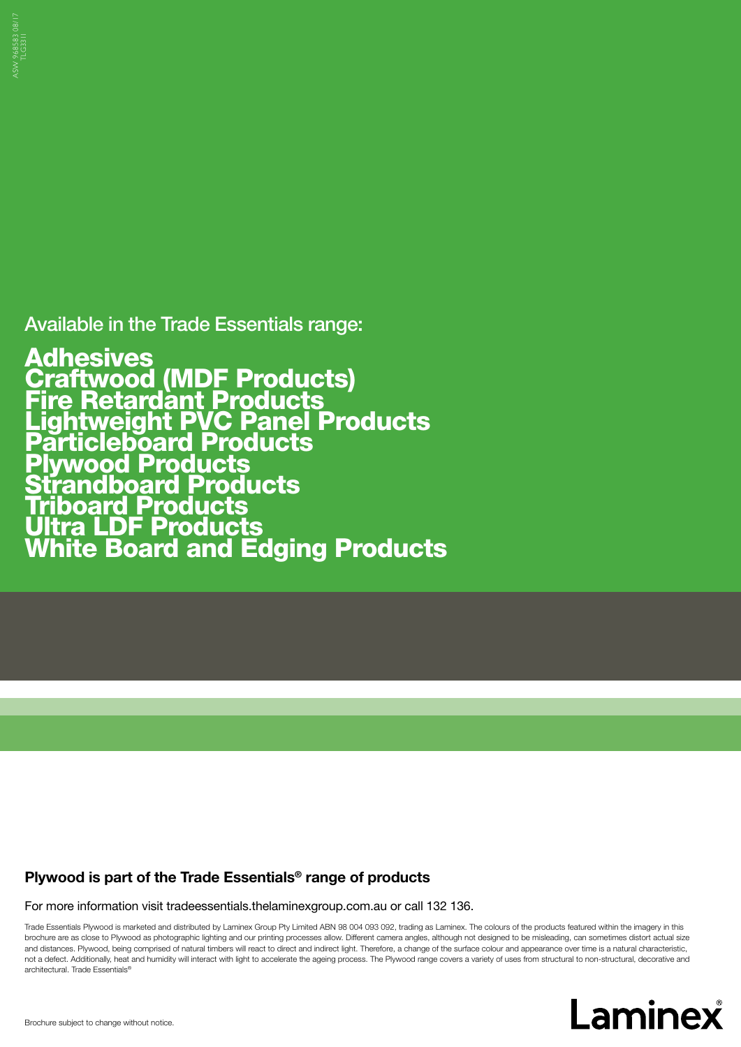Available in the Trade Essentials range:

**Adhesives**
**Craftwood (MDF Products)**
**Fire Retardant Products**
**Lightweight PVC Panel Products**
**Particleboard Products**
**Plywood Products**
**Strandboard Products**
**Triboard Products**
**Ultra LDF Products**
**White Board and Edging Products**

**Plywood is part of the Trade Essentials® range of products**

For more information visit tradeessentials.thelaminexgroup.com.au or call 132 136.

Trade Essentials Plywood is marketed and distributed by Laminex Group Pty Limited ABN 98 004 093 092, trading as Laminex. The colours of the products featured within the imagery in this brochure are as close to Plywood as photographic lighting and our printing processes allow. Different camera angles, although not designed to be misleading, can sometimes distort actual size and distances. Plywood, being comprised of natural timbers will react to direct and indirect light. Therefore, a change of the surface colour and appearance over time is a natural characteristic, not a defect. Additionally, heat and humidity will interact with light to accelerate the ageing process. The Plywood range covers a variety of uses from structural to non-structural, decorative and architectural. Trade Essentials®

Brochure subject to change without notice.

Laminex®

ASW 968583 08/17
TLG3311